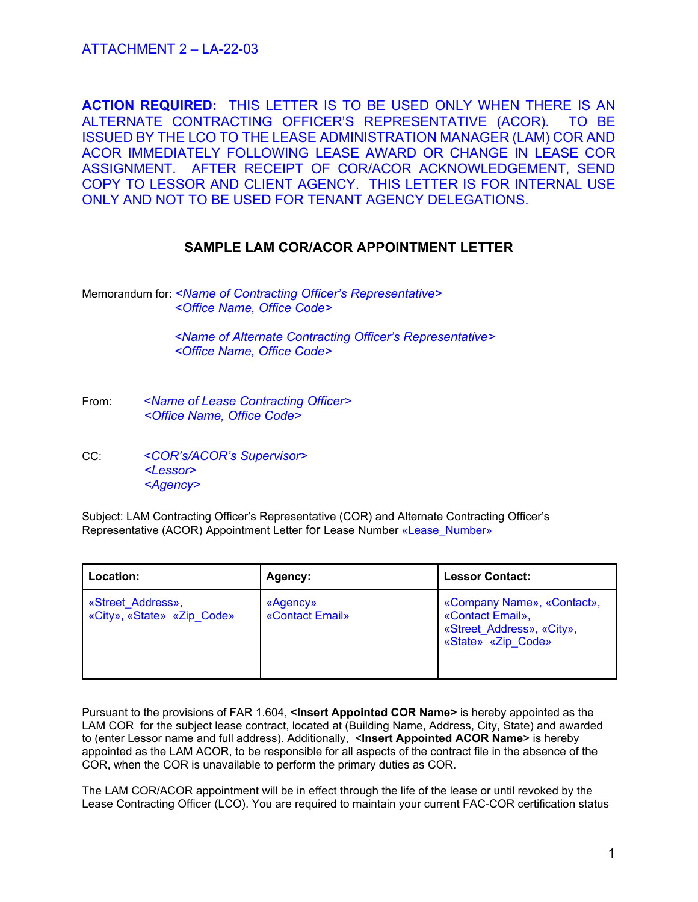ATTACHMENT 2 – LA-22-03

**ACTION REQUIRED:** THIS LETTER IS TO BE USED ONLY WHEN THERE IS AN ALTERNATE CONTRACTING OFFICER'S REPRESENTATIVE (ACOR). TO BE ISSUED BY THE LCO TO THE LEASE ADMINISTRATION MANAGER (LAM) COR AND ACOR IMMEDIATELY FOLLOWING LEASE AWARD OR CHANGE IN LEASE COR ASSIGNMENT. AFTER RECEIPT OF COR/ACOR ACKNOWLEDGEMENT, SEND COPY TO LESSOR AND CLIENT AGENCY. THIS LETTER IS FOR INTERNAL USE ONLY AND NOT TO BE USED FOR TENANT AGENCY DELEGATIONS.

## SAMPLE LAM COR/ACOR APPOINTMENT LETTER

Memorandum for: *<Name of Contracting Officer's Representative>*
*<Office Name, Office Code>*

*<Name of Alternate Contracting Officer's Representative>*
*<Office Name, Office Code>*

From: *<Name of Lease Contracting Officer>*
*<Office Name, Office Code>*

CC: *<COR's/ACOR's Supervisor>*
*<Lessor>*
*<Agency>*

Subject: LAM Contracting Officer's Representative (COR) and Alternate Contracting Officer's Representative (ACOR) Appointment Letter for Lease Number «Lease_Number»

| **Location:** | **Agency:** | **Lessor Contact:** |
|---|---|---|
| «Street_Address», «City», «State» «Zip_Code» | «Agency» «Contact Email» | «Company Name», «Contact», «Contact Email», «Street_Address», «City», «State» «Zip_Code» |

Pursuant to the provisions of FAR 1.604, **<Insert Appointed COR Name>** is hereby appointed as the LAM COR for the subject lease contract, located at (Building Name, Address, City, State) and awarded to (enter Lessor name and full address). Additionally, **<Insert Appointed ACOR Name>** is hereby appointed as the LAM ACOR, to be responsible for all aspects of the contract file in the absence of the COR, when the COR is unavailable to perform the primary duties as COR.

The LAM COR/ACOR appointment will be in effect through the life of the lease or until revoked by the Lease Contracting Officer (LCO). You are required to maintain your current FAC-COR certification status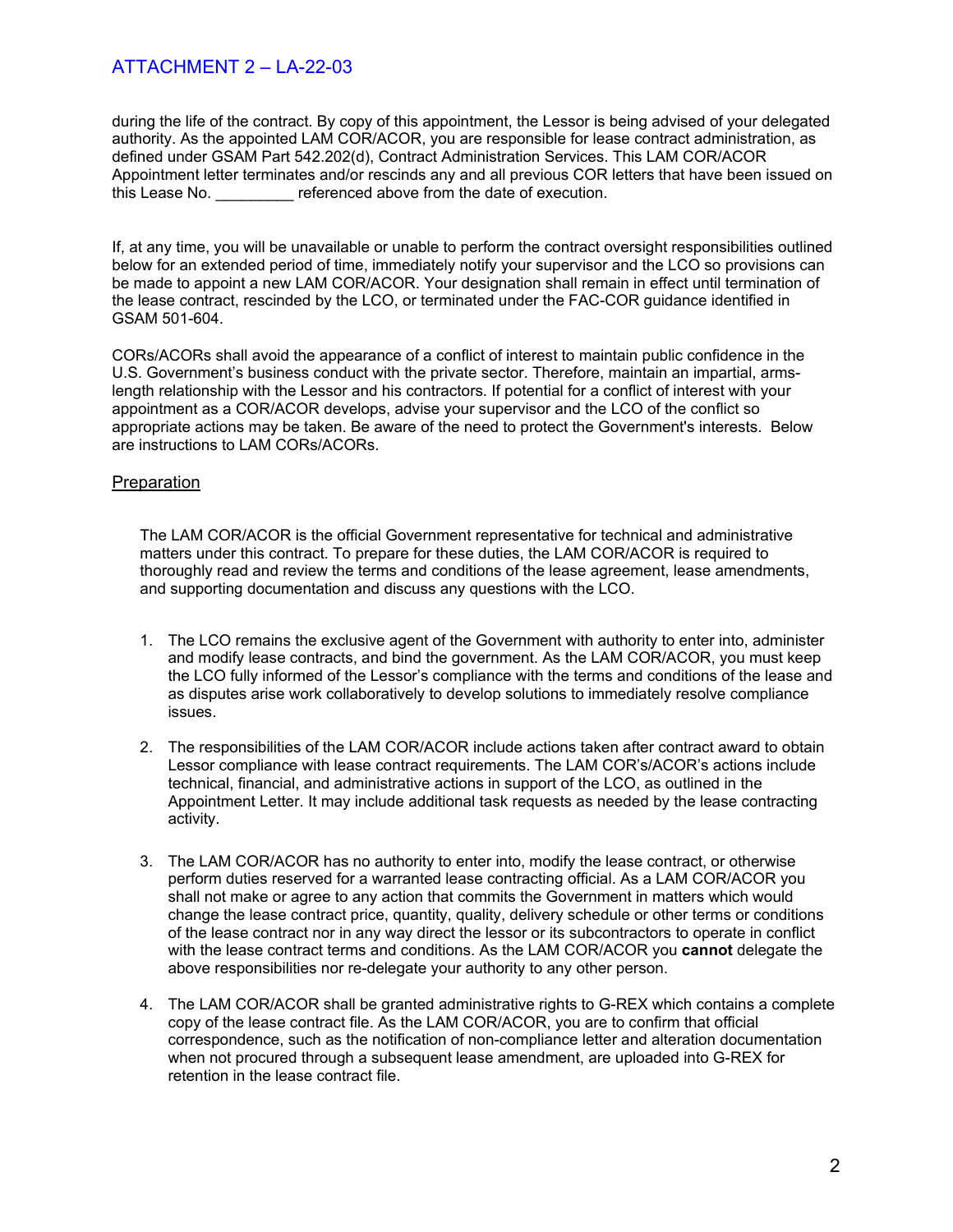during the life of the contract. By copy of this appointment, the Lessor is being advised of your delegated authority. As the appointed LAM COR/ACOR, you are responsible for lease contract administration, as defined under GSAM Part 542.202(d), Contract Administration Services. This LAM COR/ACOR Appointment letter terminates and/or rescinds any and all previous COR letters that have been issued on this Lease No. _________ referenced above from the date of execution.

If, at any time, you will be unavailable or unable to perform the contract oversight responsibilities outlined below for an extended period of time, immediately notify your supervisor and the LCO so provisions can be made to appoint a new LAM COR/ACOR. Your designation shall remain in effect until termination of the lease contract, rescinded by the LCO, or terminated under the FAC-COR guidance identified in GSAM 501-604.

CORs/ACORs shall avoid the appearance of a conflict of interest to maintain public confidence in the U.S. Government's business conduct with the private sector. Therefore, maintain an impartial, arms-length relationship with the Lessor and his contractors. If potential for a conflict of interest with your appointment as a COR/ACOR develops, advise your supervisor and the LCO of the conflict so appropriate actions may be taken. Be aware of the need to protect the Government's interests. Below are instructions to LAM CORs/ACORs.

## Preparation

The LAM COR/ACOR is the official Government representative for technical and administrative matters under this contract. To prepare for these duties, the LAM COR/ACOR is required to thoroughly read and review the terms and conditions of the lease agreement, lease amendments, and supporting documentation and discuss any questions with the LCO.

1. The LCO remains the exclusive agent of the Government with authority to enter into, administer and modify lease contracts, and bind the government. As the LAM COR/ACOR, you must keep the LCO fully informed of the Lessor's compliance with the terms and conditions of the lease and as disputes arise work collaboratively to develop solutions to immediately resolve compliance issues.

2. The responsibilities of the LAM COR/ACOR include actions taken after contract award to obtain Lessor compliance with lease contract requirements. The LAM COR's/ACOR's actions include technical, financial, and administrative actions in support of the LCO, as outlined in the Appointment Letter. It may include additional task requests as needed by the lease contracting activity.

3. The LAM COR/ACOR has no authority to enter into, modify the lease contract, or otherwise perform duties reserved for a warranted lease contracting official. As a LAM COR/ACOR you shall not make or agree to any action that commits the Government in matters which would change the lease contract price, quantity, quality, delivery schedule or other terms or conditions of the lease contract nor in any way direct the lessor or its subcontractors to operate in conflict with the lease contract terms and conditions. As the LAM COR/ACOR you **cannot** delegate the above responsibilities nor re-delegate your authority to any other person.

4. The LAM COR/ACOR shall be granted administrative rights to G-REX which contains a complete copy of the lease contract file. As the LAM COR/ACOR, you are to confirm that official correspondence, such as the notification of non-compliance letter and alteration documentation when not procured through a subsequent lease amendment, are uploaded into G-REX for retention in the lease contract file.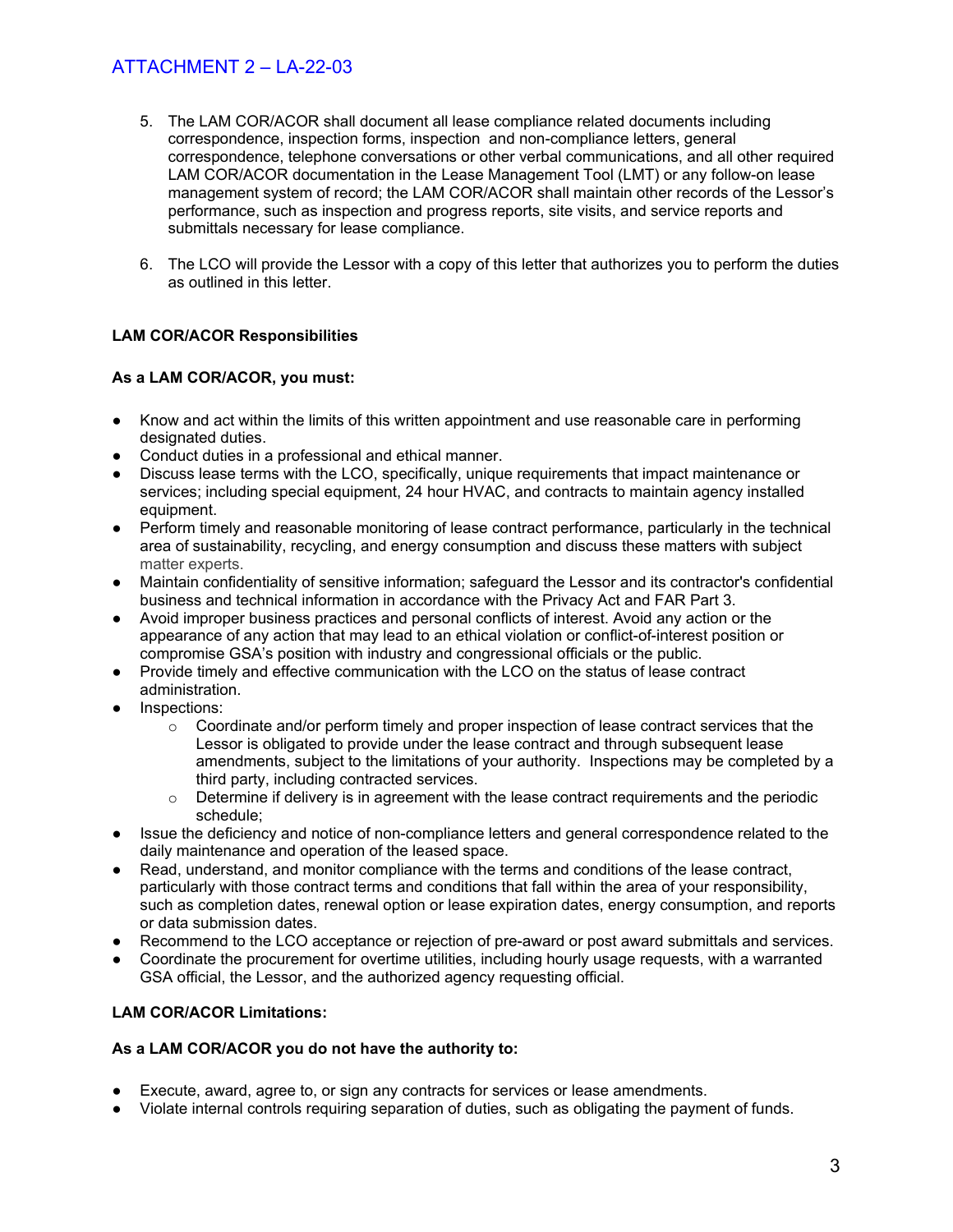5. The LAM COR/ACOR shall document all lease compliance related documents including correspondence, inspection forms, inspection and non-compliance letters, general correspondence, telephone conversations or other verbal communications, and all other required LAM COR/ACOR documentation in the Lease Management Tool (LMT) or any follow-on lease management system of record; the LAM COR/ACOR shall maintain other records of the Lessor's performance, such as inspection and progress reports, site visits, and service reports and submittals necessary for lease compliance.

6. The LCO will provide the Lessor with a copy of this letter that authorizes you to perform the duties as outlined in this letter.

**LAM COR/ACOR Responsibilities**

**As a LAM COR/ACOR, you must:**

- Know and act within the limits of this written appointment and use reasonable care in performing designated duties.
- Conduct duties in a professional and ethical manner.
- Discuss lease terms with the LCO, specifically, unique requirements that impact maintenance or services; including special equipment, 24 hour HVAC, and contracts to maintain agency installed equipment.
- Perform timely and reasonable monitoring of lease contract performance, particularly in the technical area of sustainability, recycling, and energy consumption and discuss these matters with subject matter experts.
- Maintain confidentiality of sensitive information; safeguard the Lessor and its contractor's confidential business and technical information in accordance with the Privacy Act and FAR Part 3.
- Avoid improper business practices and personal conflicts of interest. Avoid any action or the appearance of any action that may lead to an ethical violation or conflict-of-interest position or compromise GSA's position with industry and congressional officials or the public.
- Provide timely and effective communication with the LCO on the status of lease contract administration.
- Inspections:
  - Coordinate and/or perform timely and proper inspection of lease contract services that the Lessor is obligated to provide under the lease contract and through subsequent lease amendments, subject to the limitations of your authority. Inspections may be completed by a third party, including contracted services.
  - Determine if delivery is in agreement with the lease contract requirements and the periodic schedule;
- Issue the deficiency and notice of non-compliance letters and general correspondence related to the daily maintenance and operation of the leased space.
- Read, understand, and monitor compliance with the terms and conditions of the lease contract, particularly with those contract terms and conditions that fall within the area of your responsibility, such as completion dates, renewal option or lease expiration dates, energy consumption, and reports or data submission dates.
- Recommend to the LCO acceptance or rejection of pre-award or post award submittals and services.
- Coordinate the procurement for overtime utilities, including hourly usage requests, with a warranted GSA official, the Lessor, and the authorized agency requesting official.

**LAM COR/ACOR Limitations:**

**As a LAM COR/ACOR you do not have the authority to:**

- Execute, award, agree to, or sign any contracts for services or lease amendments.
- Violate internal controls requiring separation of duties, such as obligating the payment of funds.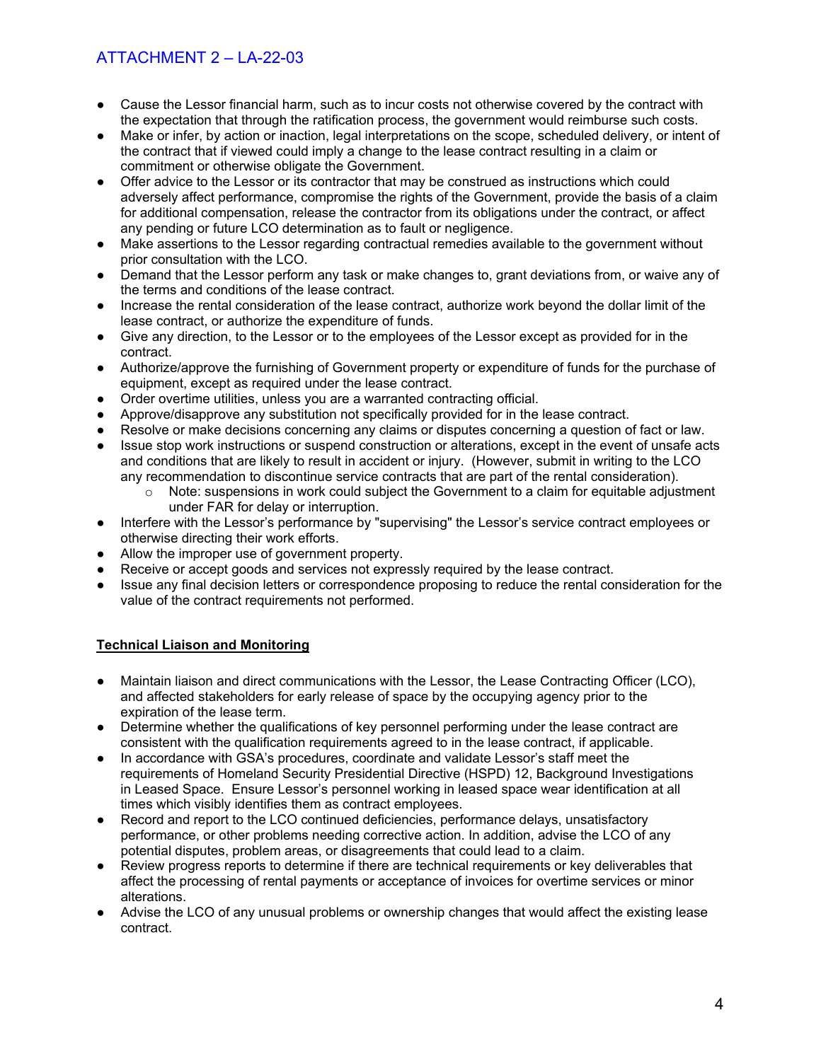- Cause the Lessor financial harm, such as to incur costs not otherwise covered by the contract with the expectation that through the ratification process, the government would reimburse such costs.
- Make or infer, by action or inaction, legal interpretations on the scope, scheduled delivery, or intent of the contract that if viewed could imply a change to the lease contract resulting in a claim or commitment or otherwise obligate the Government.
- Offer advice to the Lessor or its contractor that may be construed as instructions which could adversely affect performance, compromise the rights of the Government, provide the basis of a claim for additional compensation, release the contractor from its obligations under the contract, or affect any pending or future LCO determination as to fault or negligence.
- Make assertions to the Lessor regarding contractual remedies available to the government without prior consultation with the LCO.
- Demand that the Lessor perform any task or make changes to, grant deviations from, or waive any of the terms and conditions of the lease contract.
- Increase the rental consideration of the lease contract, authorize work beyond the dollar limit of the lease contract, or authorize the expenditure of funds.
- Give any direction, to the Lessor or to the employees of the Lessor except as provided for in the contract.
- Authorize/approve the furnishing of Government property or expenditure of funds for the purchase of equipment, except as required under the lease contract.
- Order overtime utilities, unless you are a warranted contracting official.
- Approve/disapprove any substitution not specifically provided for in the lease contract.
- Resolve or make decisions concerning any claims or disputes concerning a question of fact or law.
- Issue stop work instructions or suspend construction or alterations, except in the event of unsafe acts and conditions that are likely to result in accident or injury. (However, submit in writing to the LCO any recommendation to discontinue service contracts that are part of the rental consideration).
  - Note: suspensions in work could subject the Government to a claim for equitable adjustment under FAR for delay or interruption.
- Interfere with the Lessor's performance by "supervising" the Lessor's service contract employees or otherwise directing their work efforts.
- Allow the improper use of government property.
- Receive or accept goods and services not expressly required by the lease contract.
- Issue any final decision letters or correspondence proposing to reduce the rental consideration for the value of the contract requirements not performed.

**Technical Liaison and Monitoring**

- Maintain liaison and direct communications with the Lessor, the Lease Contracting Officer (LCO), and affected stakeholders for early release of space by the occupying agency prior to the expiration of the lease term.
- Determine whether the qualifications of key personnel performing under the lease contract are consistent with the qualification requirements agreed to in the lease contract, if applicable.
- In accordance with GSA's procedures, coordinate and validate Lessor's staff meet the requirements of Homeland Security Presidential Directive (HSPD) 12, Background Investigations in Leased Space. Ensure Lessor's personnel working in leased space wear identification at all times which visibly identifies them as contract employees.
- Record and report to the LCO continued deficiencies, performance delays, unsatisfactory performance, or other problems needing corrective action. In addition, advise the LCO of any potential disputes, problem areas, or disagreements that could lead to a claim.
- Review progress reports to determine if there are technical requirements or key deliverables that affect the processing of rental payments or acceptance of invoices for overtime services or minor alterations.
- Advise the LCO of any unusual problems or ownership changes that would affect the existing lease contract.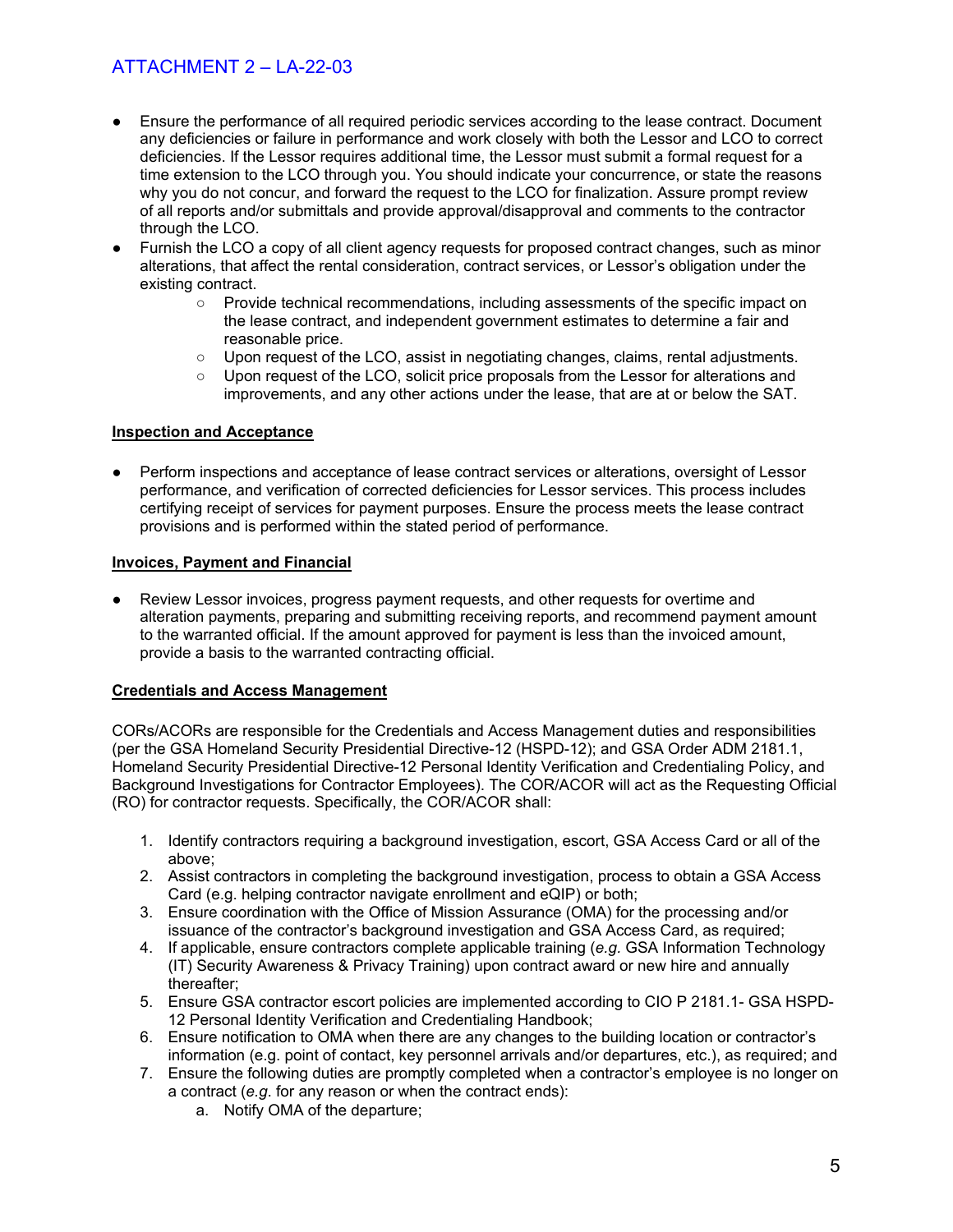- Ensure the performance of all required periodic services according to the lease contract. Document any deficiencies or failure in performance and work closely with both the Lessor and LCO to correct deficiencies. If the Lessor requires additional time, the Lessor must submit a formal request for a time extension to the LCO through you. You should indicate your concurrence, or state the reasons why you do not concur, and forward the request to the LCO for finalization. Assure prompt review of all reports and/or submittals and provide approval/disapproval and comments to the contractor through the LCO.
- Furnish the LCO a copy of all client agency requests for proposed contract changes, such as minor alterations, that affect the rental consideration, contract services, or Lessor's obligation under the existing contract.
    - Provide technical recommendations, including assessments of the specific impact on the lease contract, and independent government estimates to determine a fair and reasonable price.
    - Upon request of the LCO, assist in negotiating changes, claims, rental adjustments.
    - Upon request of the LCO, solicit price proposals from the Lessor for alterations and improvements, and any other actions under the lease, that are at or below the SAT.

**Inspection and Acceptance**

- Perform inspections and acceptance of lease contract services or alterations, oversight of Lessor performance, and verification of corrected deficiencies for Lessor services. This process includes certifying receipt of services for payment purposes. Ensure the process meets the lease contract provisions and is performed within the stated period of performance.

**Invoices, Payment and Financial**

- Review Lessor invoices, progress payment requests, and other requests for overtime and alteration payments, preparing and submitting receiving reports, and recommend payment amount to the warranted official. If the amount approved for payment is less than the invoiced amount, provide a basis to the warranted contracting official.

**Credentials and Access Management**

CORs/ACORs are responsible for the Credentials and Access Management duties and responsibilities (per the GSA Homeland Security Presidential Directive-12 (HSPD-12); and GSA Order ADM 2181.1, Homeland Security Presidential Directive-12 Personal Identity Verification and Credentialing Policy, and Background Investigations for Contractor Employees). The COR/ACOR will act as the Requesting Official (RO) for contractor requests. Specifically, the COR/ACOR shall:

1. Identify contractors requiring a background investigation, escort, GSA Access Card or all of the above;
2. Assist contractors in completing the background investigation, process to obtain a GSA Access Card (e.g. helping contractor navigate enrollment and eQIP) or both;
3. Ensure coordination with the Office of Mission Assurance (OMA) for the processing and/or issuance of the contractor's background investigation and GSA Access Card, as required;
4. If applicable, ensure contractors complete applicable training (*e.g.* GSA Information Technology (IT) Security Awareness & Privacy Training) upon contract award or new hire and annually thereafter;
5. Ensure GSA contractor escort policies are implemented according to CIO P 2181.1- GSA HSPD-12 Personal Identity Verification and Credentialing Handbook;
6. Ensure notification to OMA when there are any changes to the building location or contractor's information (e.g. point of contact, key personnel arrivals and/or departures, etc.), as required; and
7. Ensure the following duties are promptly completed when a contractor's employee is no longer on a contract (*e.g.* for any reason or when the contract ends):
    a. Notify OMA of the departure;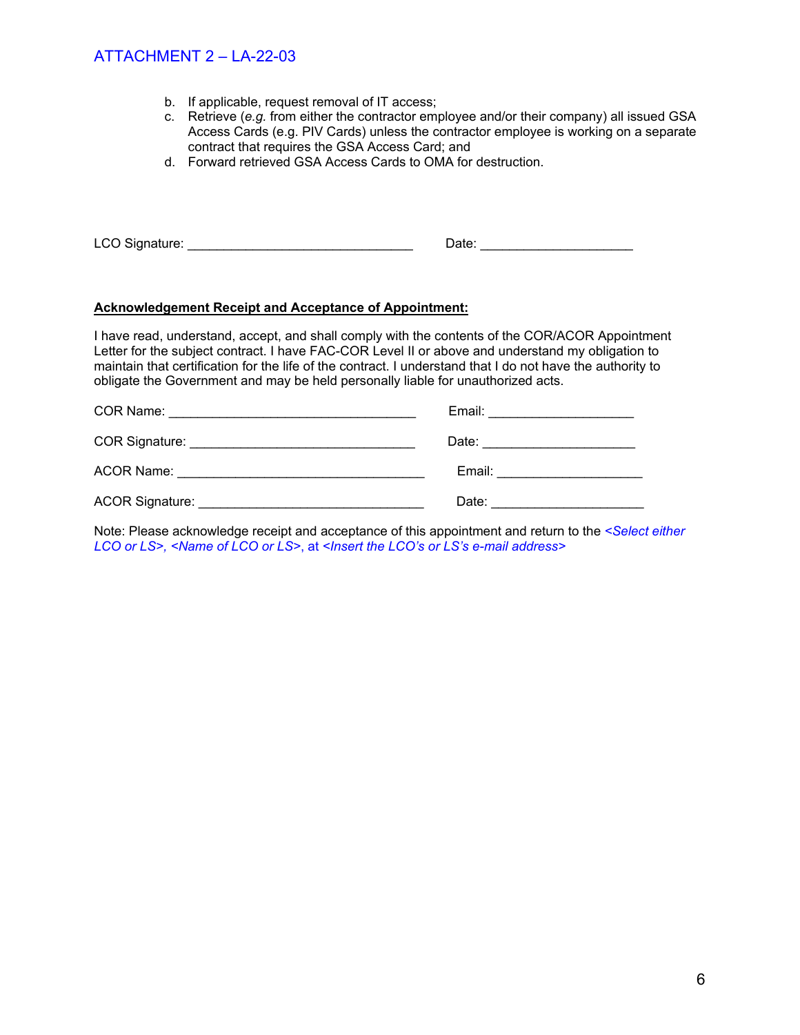b. If applicable, request removal of IT access;
c. Retrieve (*e.g.* from either the contractor employee and/or their company) all issued GSA Access Cards (e.g. PIV Cards) unless the contractor employee is working on a separate contract that requires the GSA Access Card; and
d. Forward retrieved GSA Access Cards to OMA for destruction.

LCO Signature: _______________________________ Date: _____________________

**Acknowledgement Receipt and Acceptance of Appointment:**

I have read, understand, accept, and shall comply with the contents of the COR/ACOR Appointment Letter for the subject contract. I have FAC-COR Level II or above and understand my obligation to maintain that certification for the life of the contract. I understand that I do not have the authority to obligate the Government and may be held personally liable for unauthorized acts.

COR Name: __________________________________ Email: ____________________

COR Signature: _______________________________ Date: _____________________

ACOR Name: __________________________________ Email: ____________________

ACOR Signature: _______________________________ Date: _____________________

Note: Please acknowledge receipt and acceptance of this appointment and return to the *<Select either LCO or LS>*, *<Name of LCO or LS>*, at *<Insert the LCO's or LS's e-mail address>*